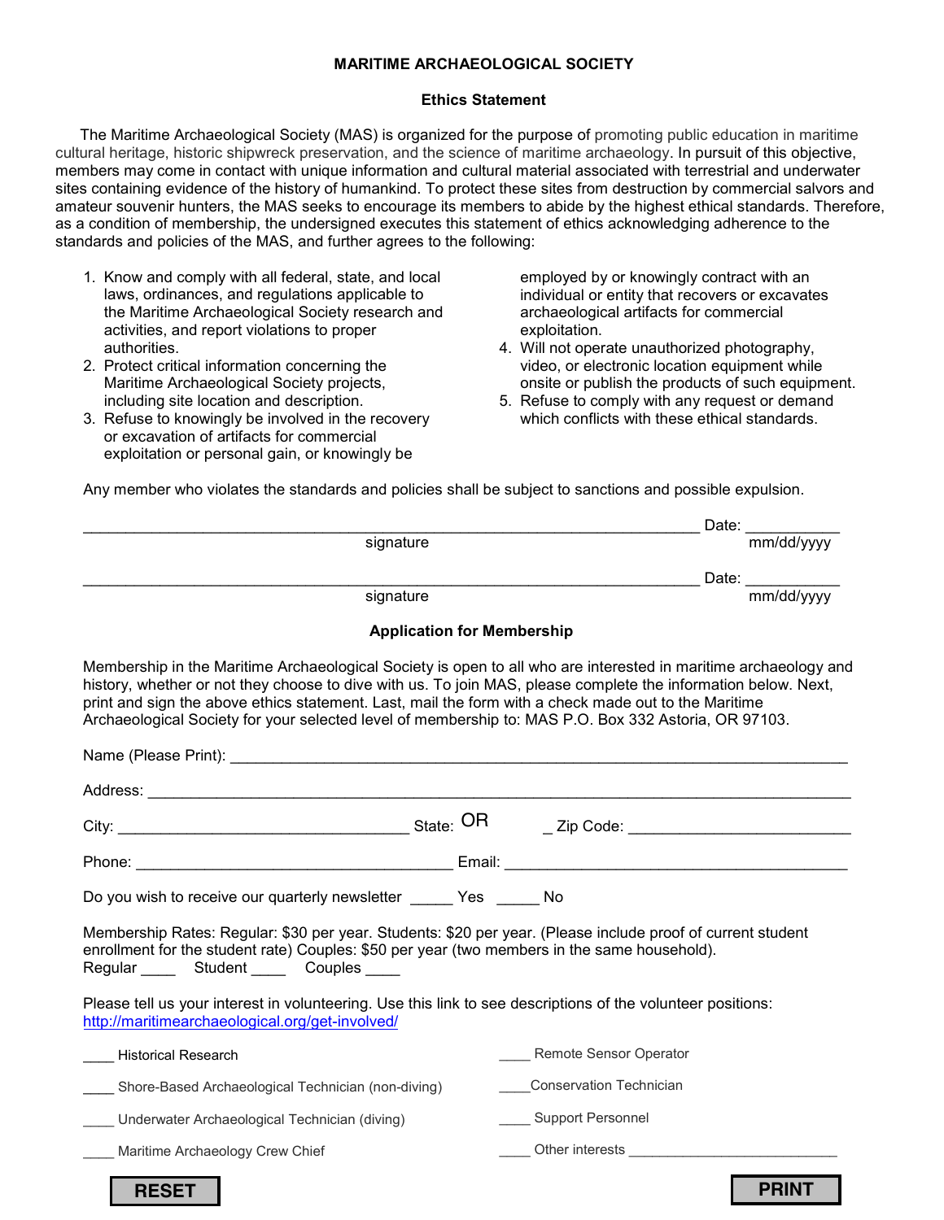## MARITIME ARCHAEOLOGICAL SOCIETY

### Ethics Statement

The Maritime Archaeological Society (MAS) is organized for the purpose of promoting public education in maritime cultural heritage, historic shipwreck preservation, and the science of maritime archaeology. In pursuit of this objective, members may come in contact with unique information and cultural material associated with terrestrial and underwater sites containing evidence of the history of humankind. To protect these sites from destruction by commercial salvors and amateur souvenir hunters, the MAS seeks to encourage its members to abide by the highest ethical standards. Therefore, as a condition of membership, the undersigned executes this statement of ethics acknowledging adherence to the standards and policies of the MAS, and further agrees to the following:

1. Know and comply with all federal, state, and local laws, ordinances, and regulations applicable to the Maritime Archaeological Society research and activities, and report violations to proper authorities.
2. Protect critical information concerning the Maritime Archaeological Society projects, including site location and description.
3. Refuse to knowingly be involved in the recovery or excavation of artifacts for commercial exploitation or personal gain, or knowingly be employed by or knowingly contract with an individual or entity that recovers or excavates archaeological artifacts for commercial exploitation.
4. Will not operate unauthorized photography, video, or electronic location equipment while onsite or publish the products of such equipment.
5. Refuse to comply with any request or demand which conflicts with these ethical standards.

Any member who violates the standards and policies shall be subject to sanctions and possible expulsion.

\_\_\_\_\_\_\_\_\_\_\_\_\_\_\_\_\_\_\_\_\_\_\_\_\_\_\_\_\_\_\_\_\_\_\_\_\_\_\_\_\_\_\_\_\_\_\_\_ Date: \_\_\_\_\_\_\_\_\_\_\_
signature mm/dd/yyyy

\_\_\_\_\_\_\_\_\_\_\_\_\_\_\_\_\_\_\_\_\_\_\_\_\_\_\_\_\_\_\_\_\_\_\_\_\_\_\_\_\_\_\_\_\_\_\_\_ Date: \_\_\_\_\_\_\_\_\_\_\_
signature mm/dd/yyyy

### Application for Membership

Membership in the Maritime Archaeological Society is open to all who are interested in maritime archaeology and history, whether or not they choose to dive with us. To join MAS, please complete the information below. Next, print and sign the above ethics statement. Last, mail the form with a check made out to the Maritime Archaeological Society for your selected level of membership to: MAS P.O. Box 332 Astoria, OR 97103.

Name (Please Print): \_\_\_\_\_\_\_\_\_\_\_\_\_\_\_\_\_\_\_\_\_\_\_\_\_\_\_\_\_\_\_\_\_\_\_\_\_\_\_\_

Address: \_\_\_\_\_\_\_\_\_\_\_\_\_\_\_\_\_\_\_\_\_\_\_\_\_\_\_\_\_\_\_\_\_\_\_\_\_\_\_\_\_\_\_\_\_\_\_\_

City: \_\_\_\_\_\_\_\_\_\_\_\_\_\_\_\_\_\_\_\_\_\_\_ State: OR \_ Zip Code: \_\_\_\_\_\_\_\_\_\_\_\_\_\_\_\_\_\_

Phone: \_\_\_\_\_\_\_\_\_\_\_\_\_\_\_\_\_\_\_\_\_\_\_\_\_\_ Email: \_\_\_\_\_\_\_\_\_\_\_\_\_\_\_\_\_\_\_\_\_\_\_\_\_\_\_\_

Do you wish to receive our quarterly newsletter \_\_\_\_\_ Yes \_\_\_\_\_ No

Membership Rates: Regular: $30 per year. Students: $20 per year. (Please include proof of current student enrollment for the student rate) Couples: $50 per year (two members in the same household).
Regular \_\_\_\_ Student \_\_\_\_ Couples \_\_\_\_

Please tell us your interest in volunteering. Use this link to see descriptions of the volunteer positions: http://maritimearchaeological.org/get-involved/

\_\_\_\_ Historical Research

\_\_\_\_ Shore-Based Archaeological Technician (non-diving)

\_\_\_\_ Underwater Archaeological Technician (diving)

\_\_\_\_ Maritime Archaeology Crew Chief

\_\_\_\_ Remote Sensor Operator

\_\_\_\_Conservation Technician

\_\_\_\_ Support Personnel

\_\_\_\_ Other interests \_\_\_\_\_\_\_\_\_\_\_\_\_\_\_\_\_\_\_\_\_\_\_\_\_\_

RESET PRINT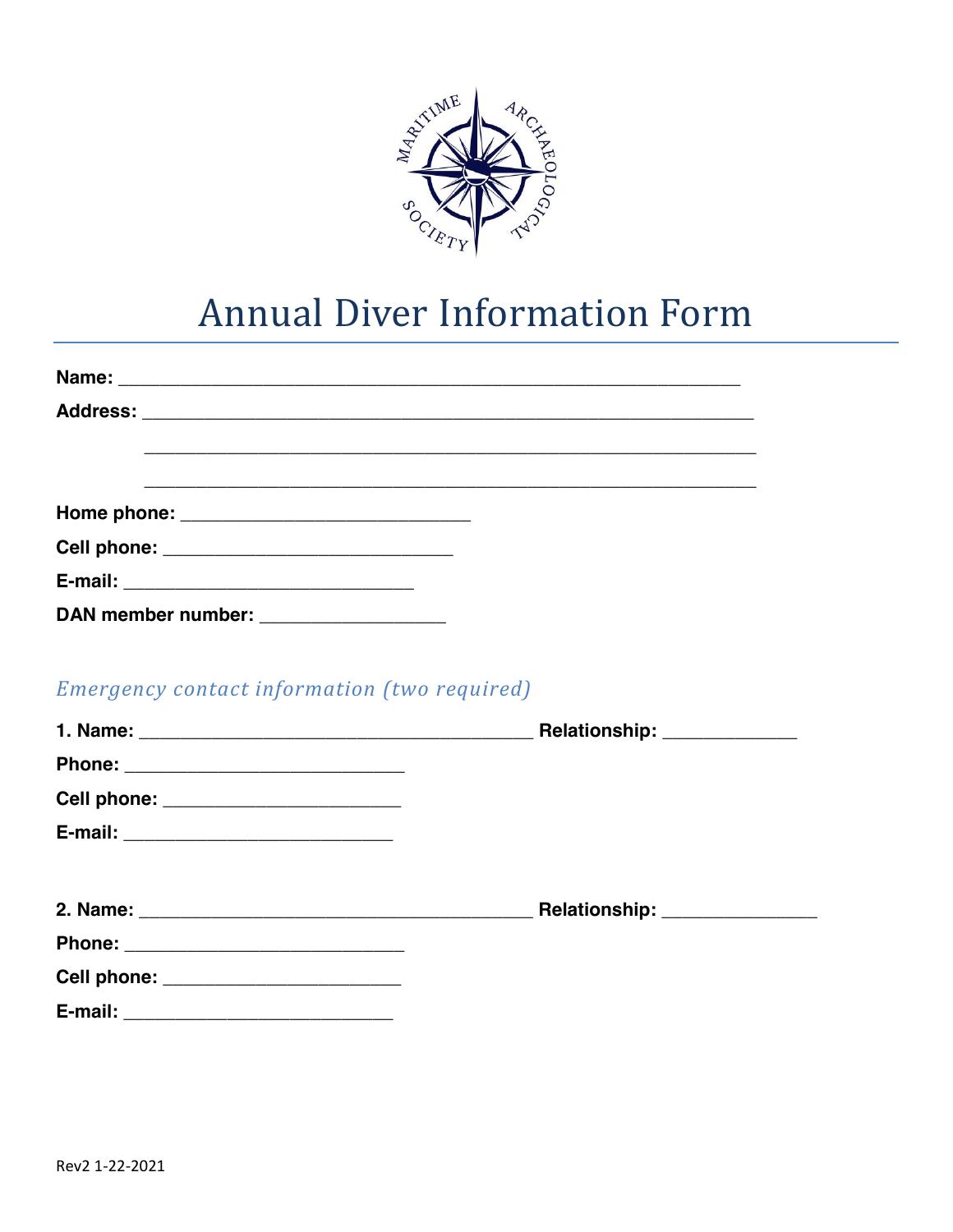MARITIME ARCHAEOLOGICAL SOCIETY

# Annual Diver Information Form

**Name:** ____________________________________________________________

**Address:** ____________________________________________________________

____________________________________________________________

____________________________________________________________

**Home phone:** ____________________________

**Cell phone:** ____________________________

**E-mail:** ____________________________

**DAN member number:** __________________

## *Emergency contact information (two required)*

**1. Name:** ______________________________________ **Relationship:** _____________

**Phone:** ___________________________

**Cell phone:** _______________________

**E-mail:** __________________________

**2. Name:** ______________________________________ **Relationship:** _______________

**Phone:** ___________________________

**Cell phone:** _______________________

**E-mail:** __________________________

Rev2 1-22-2021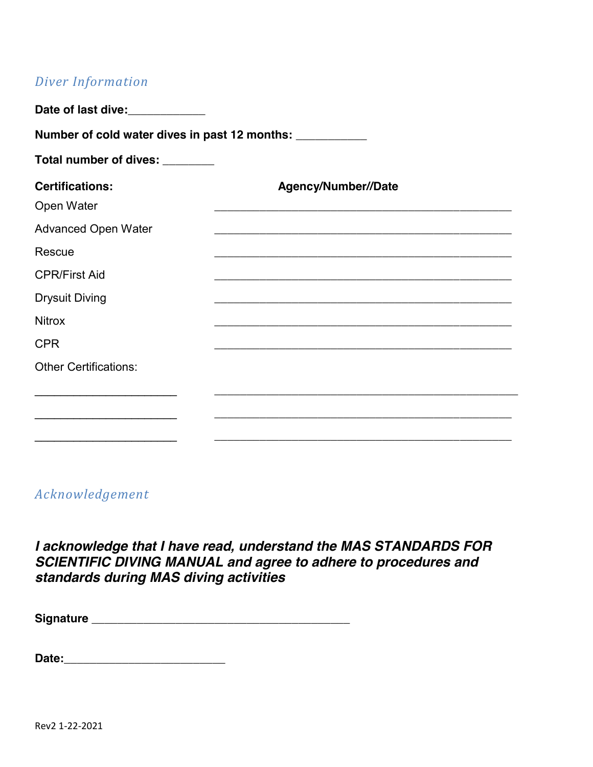## *Diver Information*

**Date of last dive:**____________

**Number of cold water dives in past 12 months:** ___________

**Total number of dives:** ________

| **Certifications:** | **Agency/Number//Date** |
|---|---|
| Open Water | _______________________________________________ |
| Advanced Open Water | _______________________________________________ |
| Rescue | _______________________________________________ |
| CPR/First Aid | _______________________________________________ |
| Drysuit Diving | _______________________________________________ |
| Nitrox | _______________________________________________ |
| CPR | _______________________________________________ |
| Other Certifications: | |
| ______________________ | _______________________________________________ |
| ______________________ | _______________________________________________ |
| ______________________ | _______________________________________________ |

## *Acknowledgement*

***I acknowledge that I have read, understand the MAS STANDARDS FOR SCIENTIFIC DIVING MANUAL and agree to adhere to procedures and standards during MAS diving activities***

**Signature** _________________________________________

**Date:**_________________________

Rev2 1-22-2021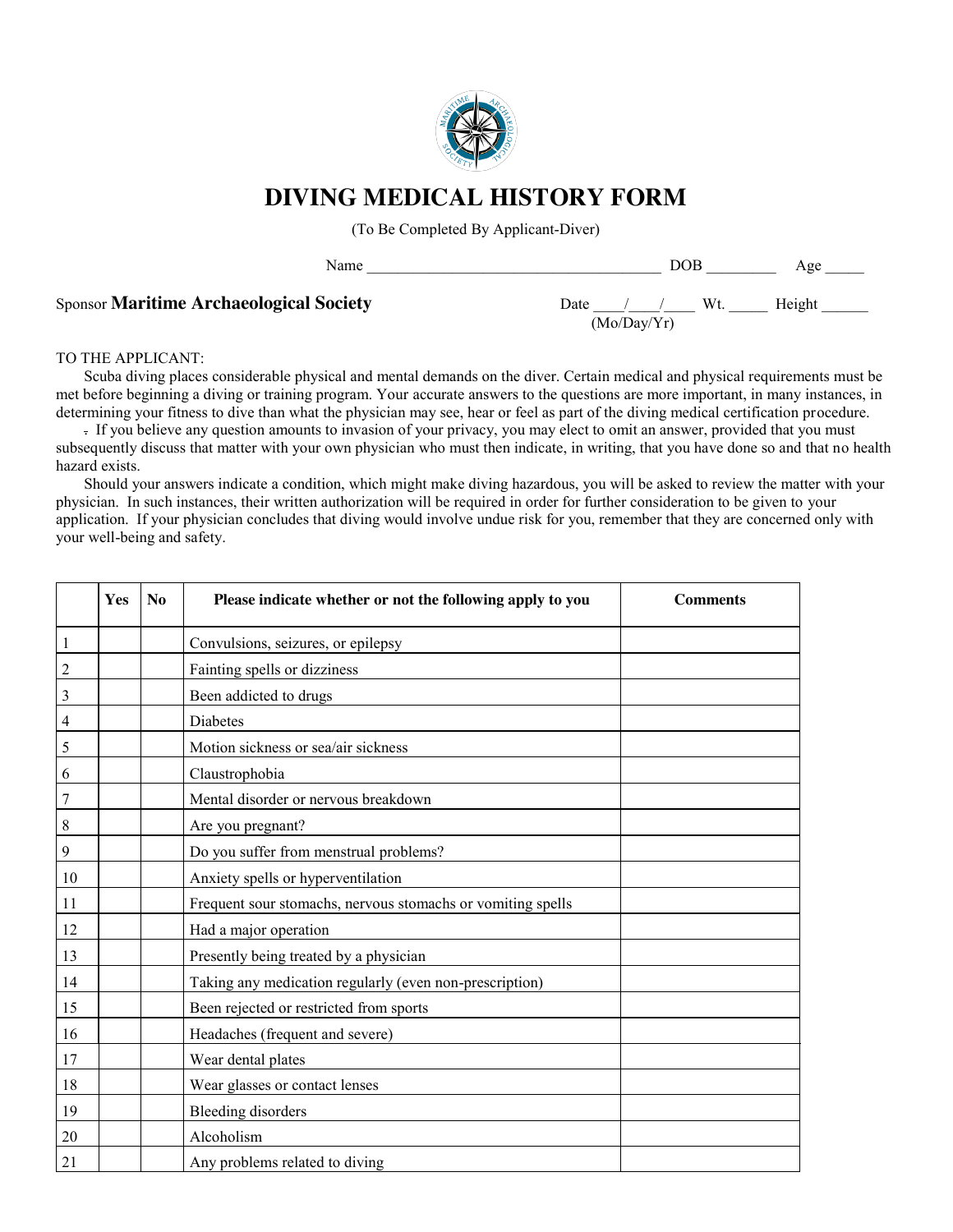# DIVING MEDICAL HISTORY FORM

(To Be Completed By Applicant-Diver)

Name ______________________________________ DOB _________ Age _____

Sponsor **Maritime Archaeological Society**

Date ____/____/____ (Mo/Day/Yr) Wt. _____ Height ______

TO THE APPLICANT:

Scuba diving places considerable physical and mental demands on the diver. Certain medical and physical requirements must be met before beginning a diving or training program. Your accurate answers to the questions are more important, in many instances, in determining your fitness to dive than what the physician may see, hear or feel as part of the diving medical certification procedure.

. If you believe any question amounts to invasion of your privacy, you may elect to omit an answer, provided that you must subsequently discuss that matter with your own physician who must then indicate, in writing, that you have done so and that no health hazard exists.

Should your answers indicate a condition, which might make diving hazardous, you will be asked to review the matter with your physician. In such instances, their written authorization will be required in order for further consideration to be given to your application. If your physician concludes that diving would involve undue risk for you, remember that they are concerned only with your well-being and safety.

| | Yes | No | Please indicate whether or not the following apply to you | Comments |
|---|---|---|---|---|
| 1 | | | Convulsions, seizures, or epilepsy | |
| 2 | | | Fainting spells or dizziness | |
| 3 | | | Been addicted to drugs | |
| 4 | | | Diabetes | |
| 5 | | | Motion sickness or sea/air sickness | |
| 6 | | | Claustrophobia | |
| 7 | | | Mental disorder or nervous breakdown | |
| 8 | | | Are you pregnant? | |
| 9 | | | Do you suffer from menstrual problems? | |
| 10 | | | Anxiety spells or hyperventilation | |
| 11 | | | Frequent sour stomachs, nervous stomachs or vomiting spells | |
| 12 | | | Had a major operation | |
| 13 | | | Presently being treated by a physician | |
| 14 | | | Taking any medication regularly (even non-prescription) | |
| 15 | | | Been rejected or restricted from sports | |
| 16 | | | Headaches (frequent and severe) | |
| 17 | | | Wear dental plates | |
| 18 | | | Wear glasses or contact lenses | |
| 19 | | | Bleeding disorders | |
| 20 | | | Alcoholism | |
| 21 | | | Any problems related to diving | |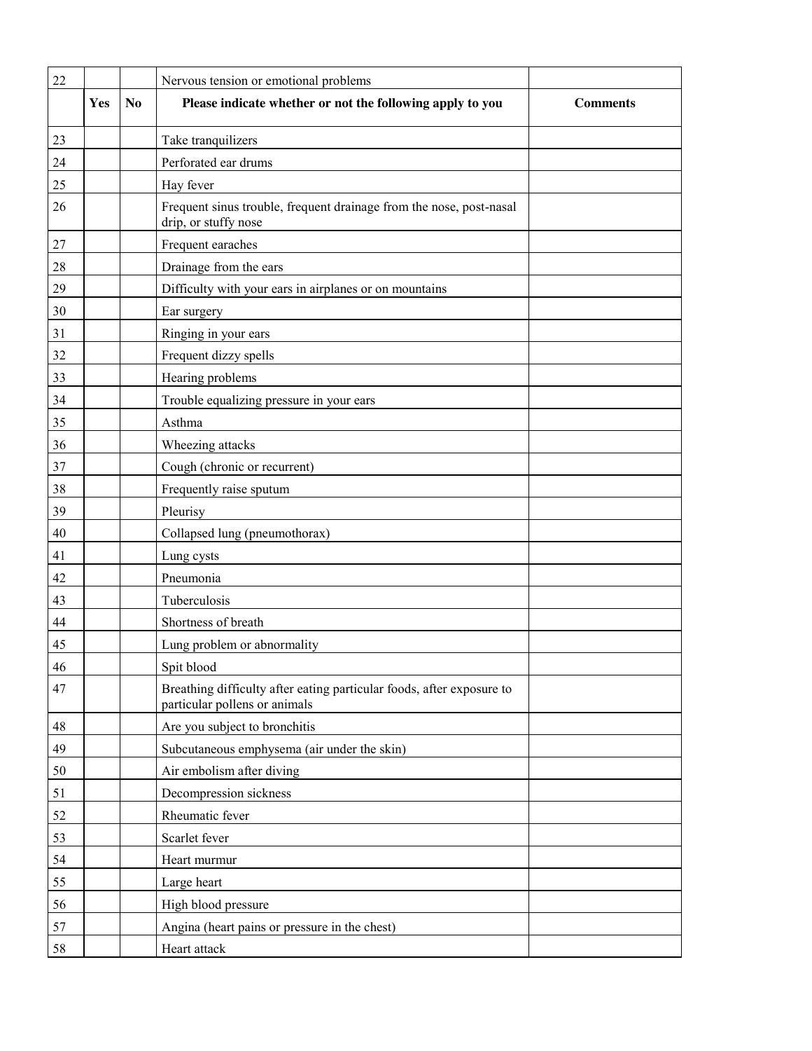| 22 | | | Nervous tension or emotional problems | |
|---|---|---|---|---|
| | **Yes** | **No** | **Please indicate whether or not the following apply to you** | **Comments** |
| 23 | | | Take tranquilizers | |
| 24 | | | Perforated ear drums | |
| 25 | | | Hay fever | |
| 26 | | | Frequent sinus trouble, frequent drainage from the nose, post-nasal drip, or stuffy nose | |
| 27 | | | Frequent earaches | |
| 28 | | | Drainage from the ears | |
| 29 | | | Difficulty with your ears in airplanes or on mountains | |
| 30 | | | Ear surgery | |
| 31 | | | Ringing in your ears | |
| 32 | | | Frequent dizzy spells | |
| 33 | | | Hearing problems | |
| 34 | | | Trouble equalizing pressure in your ears | |
| 35 | | | Asthma | |
| 36 | | | Wheezing attacks | |
| 37 | | | Cough (chronic or recurrent) | |
| 38 | | | Frequently raise sputum | |
| 39 | | | Pleurisy | |
| 40 | | | Collapsed lung (pneumothorax) | |
| 41 | | | Lung cysts | |
| 42 | | | Pneumonia | |
| 43 | | | Tuberculosis | |
| 44 | | | Shortness of breath | |
| 45 | | | Lung problem or abnormality | |
| 46 | | | Spit blood | |
| 47 | | | Breathing difficulty after eating particular foods, after exposure to particular pollens or animals | |
| 48 | | | Are you subject to bronchitis | |
| 49 | | | Subcutaneous emphysema (air under the skin) | |
| 50 | | | Air embolism after diving | |
| 51 | | | Decompression sickness | |
| 52 | | | Rheumatic fever | |
| 53 | | | Scarlet fever | |
| 54 | | | Heart murmur | |
| 55 | | | Large heart | |
| 56 | | | High blood pressure | |
| 57 | | | Angina (heart pains or pressure in the chest) | |
| 58 | | | Heart attack | |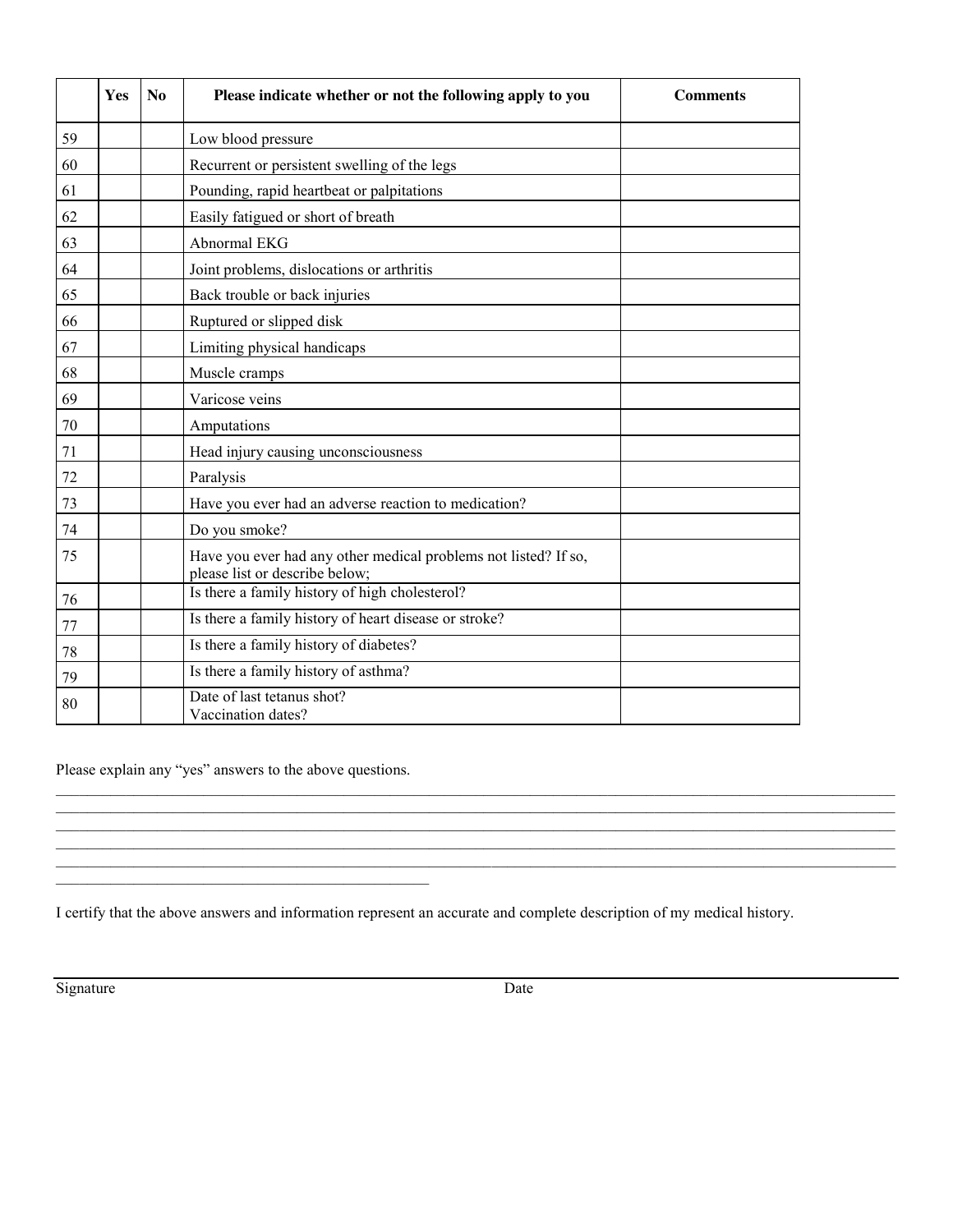|  | Yes | No | Please indicate whether or not the following apply to you | Comments |
|---|---|---|---|---|
| 59 |  |  | Low blood pressure |  |
| 60 |  |  | Recurrent or persistent swelling of the legs |  |
| 61 |  |  | Pounding, rapid heartbeat or palpitations |  |
| 62 |  |  | Easily fatigued or short of breath |  |
| 63 |  |  | Abnormal EKG |  |
| 64 |  |  | Joint problems, dislocations or arthritis |  |
| 65 |  |  | Back trouble or back injuries |  |
| 66 |  |  | Ruptured or slipped disk |  |
| 67 |  |  | Limiting physical handicaps |  |
| 68 |  |  | Muscle cramps |  |
| 69 |  |  | Varicose veins |  |
| 70 |  |  | Amputations |  |
| 71 |  |  | Head injury causing unconsciousness |  |
| 72 |  |  | Paralysis |  |
| 73 |  |  | Have you ever had an adverse reaction to medication? |  |
| 74 |  |  | Do you smoke? |  |
| 75 |  |  | Have you ever had any other medical problems not listed? If so, please list or describe below; |  |
| 76 |  |  | Is there a family history of high cholesterol? |  |
| 77 |  |  | Is there a family history of heart disease or stroke? |  |
| 78 |  |  | Is there a family history of diabetes? |  |
| 79 |  |  | Is there a family history of asthma? |  |
| 80 |  |  | Date of last tetanus shot?<br>Vaccination dates? |  |

Please explain any "yes" answers to the above questions.

______________________________________________________________________________________________________
______________________________________________________________________________________________________
______________________________________________________________________________________________________
______________________________________________________________________________________________________
______________________________________________________________________________________________________
_____________________________________________

I certify that the above answers and information represent an accurate and complete description of my medical history.

______________________________________________________________________________________________________
Signature                                                                                    Date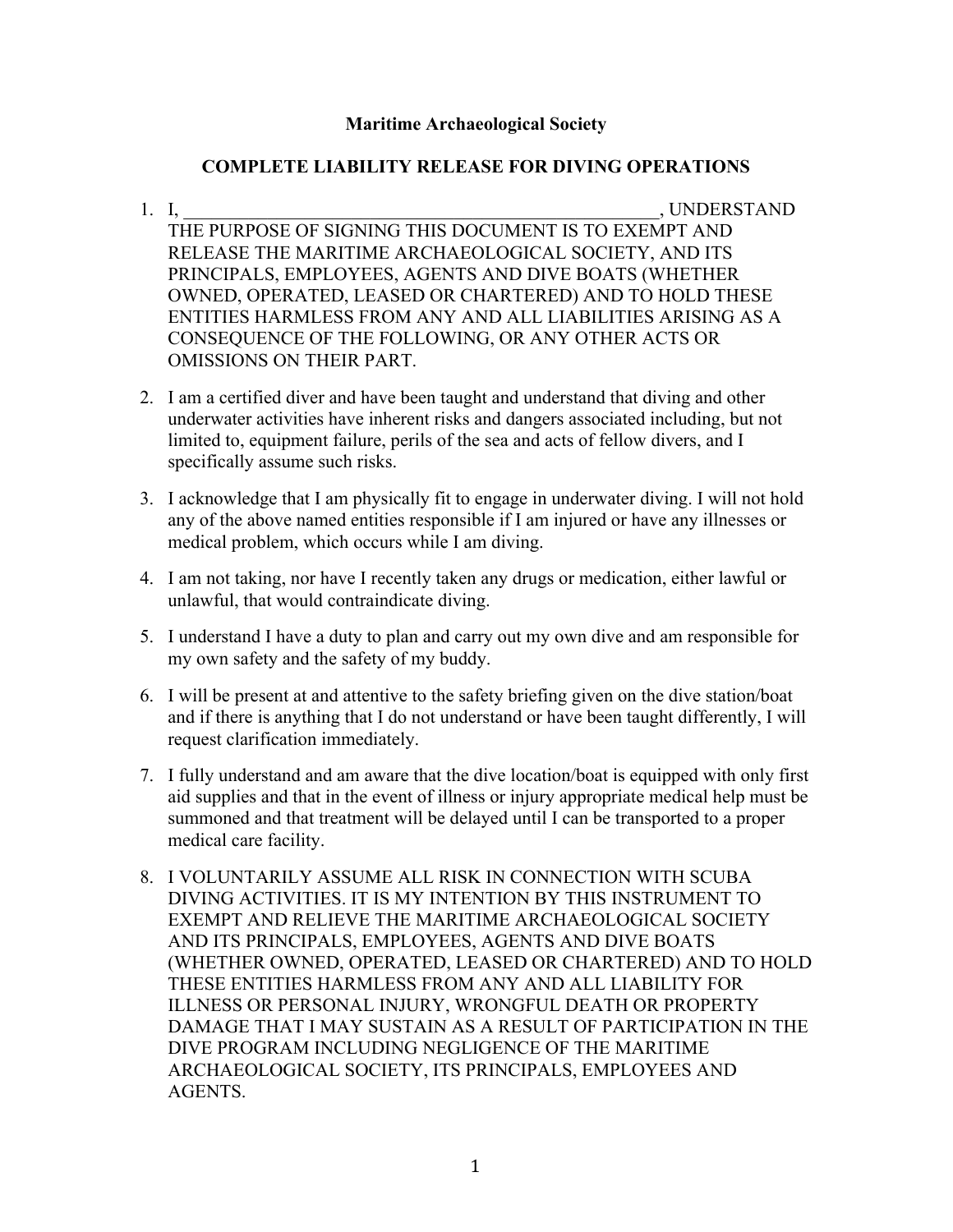**Maritime Archaeological Society**

**COMPLETE LIABILITY RELEASE FOR DIVING OPERATIONS**

1. I, ______________________________________________________, UNDERSTAND THE PURPOSE OF SIGNING THIS DOCUMENT IS TO EXEMPT AND RELEASE THE MARITIME ARCHAEOLOGICAL SOCIETY, AND ITS PRINCIPALS, EMPLOYEES, AGENTS AND DIVE BOATS (WHETHER OWNED, OPERATED, LEASED OR CHARTERED) AND TO HOLD THESE ENTITIES HARMLESS FROM ANY AND ALL LIABILITIES ARISING AS A CONSEQUENCE OF THE FOLLOWING, OR ANY OTHER ACTS OR OMISSIONS ON THEIR PART.

2. I am a certified diver and have been taught and understand that diving and other underwater activities have inherent risks and dangers associated including, but not limited to, equipment failure, perils of the sea and acts of fellow divers, and I specifically assume such risks.

3. I acknowledge that I am physically fit to engage in underwater diving. I will not hold any of the above named entities responsible if I am injured or have any illnesses or medical problem, which occurs while I am diving.

4. I am not taking, nor have I recently taken any drugs or medication, either lawful or unlawful, that would contraindicate diving.

5. I understand I have a duty to plan and carry out my own dive and am responsible for my own safety and the safety of my buddy.

6. I will be present at and attentive to the safety briefing given on the dive station/boat and if there is anything that I do not understand or have been taught differently, I will request clarification immediately.

7. I fully understand and am aware that the dive location/boat is equipped with only first aid supplies and that in the event of illness or injury appropriate medical help must be summoned and that treatment will be delayed until I can be transported to a proper medical care facility.

8. I VOLUNTARILY ASSUME ALL RISK IN CONNECTION WITH SCUBA DIVING ACTIVITIES. IT IS MY INTENTION BY THIS INSTRUMENT TO EXEMPT AND RELIEVE THE MARITIME ARCHAEOLOGICAL SOCIETY AND ITS PRINCIPALS, EMPLOYEES, AGENTS AND DIVE BOATS (WHETHER OWNED, OPERATED, LEASED OR CHARTERED) AND TO HOLD THESE ENTITIES HARMLESS FROM ANY AND ALL LIABILITY FOR ILLNESS OR PERSONAL INJURY, WRONGFUL DEATH OR PROPERTY DAMAGE THAT I MAY SUSTAIN AS A RESULT OF PARTICIPATION IN THE DIVE PROGRAM INCLUDING NEGLIGENCE OF THE MARITIME ARCHAEOLOGICAL SOCIETY, ITS PRINCIPALS, EMPLOYEES AND AGENTS.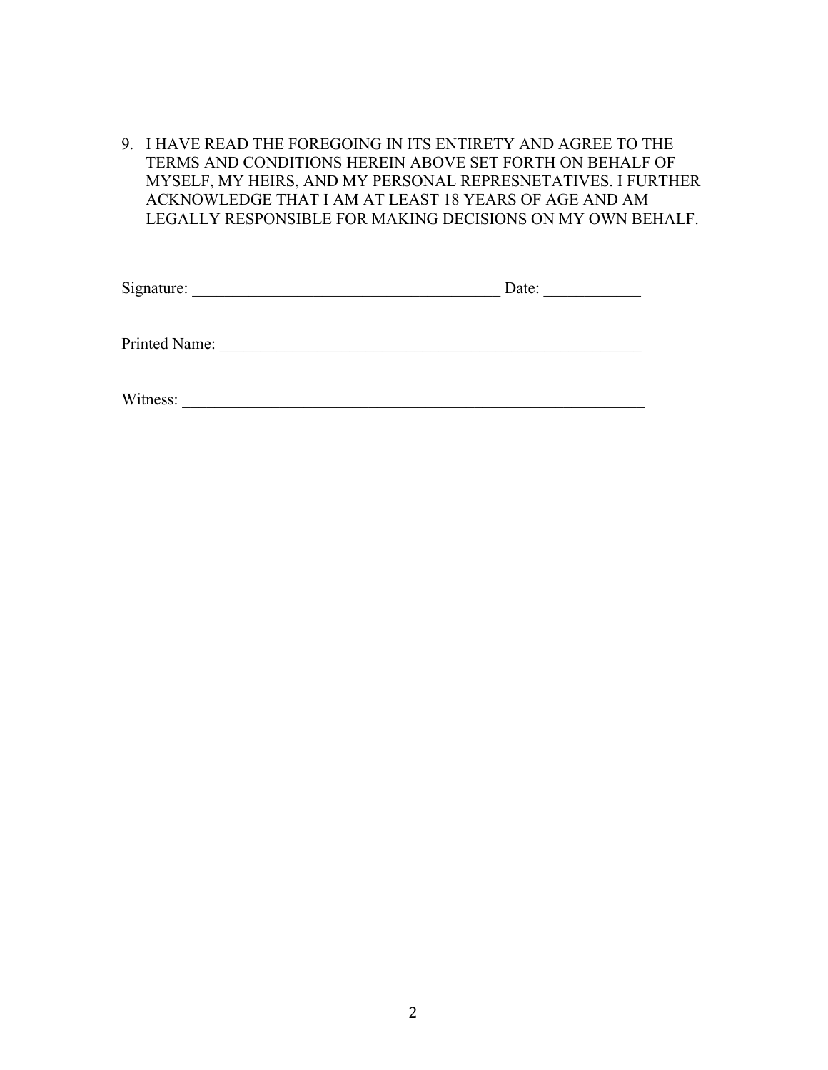9. I HAVE READ THE FOREGOING IN ITS ENTIRETY AND AGREE TO THE TERMS AND CONDITIONS HEREIN ABOVE SET FORTH ON BEHALF OF MYSELF, MY HEIRS, AND MY PERSONAL REPRESNETATIVES. I FURTHER ACKNOWLEDGE THAT I AM AT LEAST 18 YEARS OF AGE AND AM LEGALLY RESPONSIBLE FOR MAKING DECISIONS ON MY OWN BEHALF.

Signature: ______________________________________ Date: ____________

Printed Name: ______________________________________________________

Witness: __________________________________________________________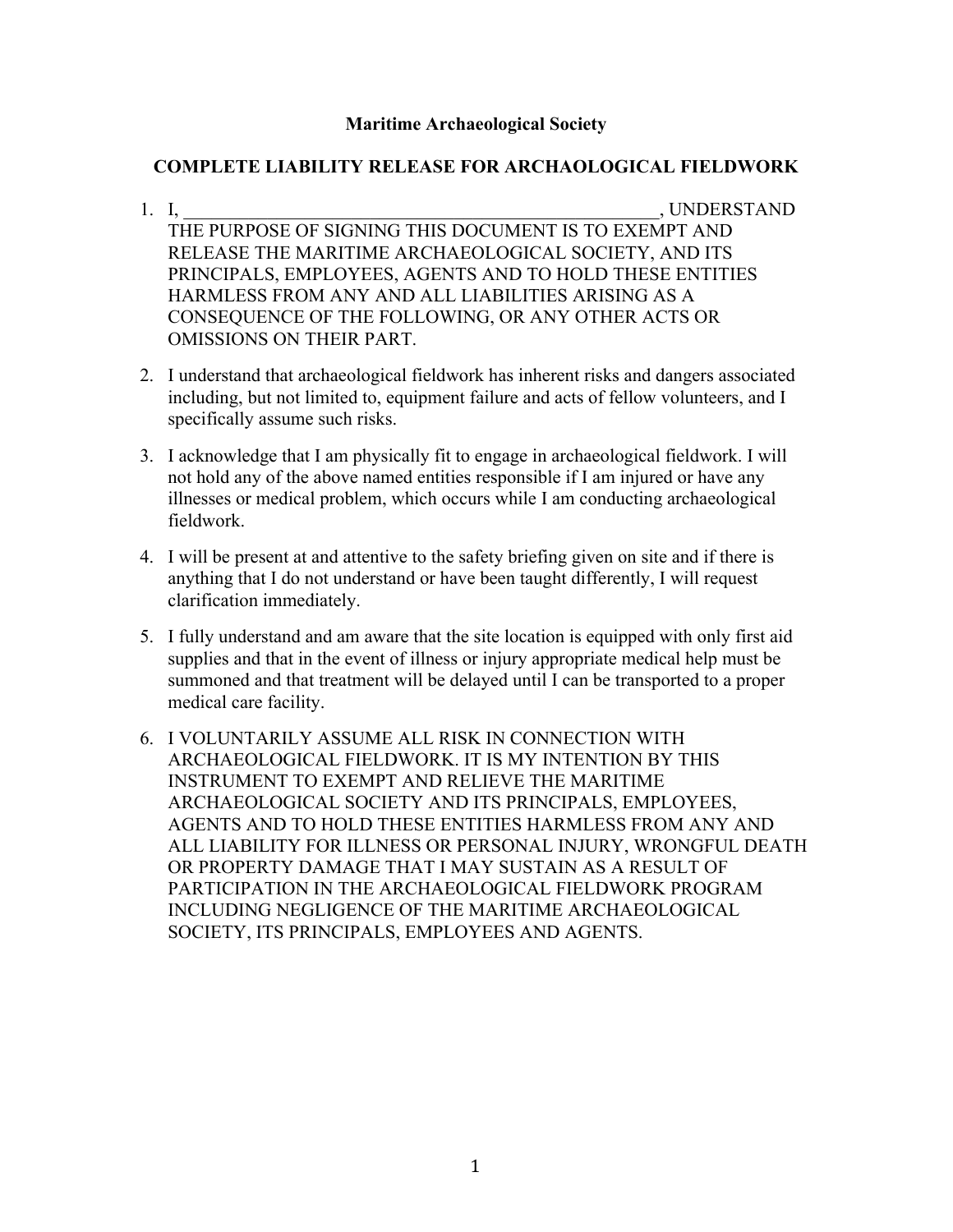**Maritime Archaeological Society**

**COMPLETE LIABILITY RELEASE FOR ARCHAOLOGICAL FIELDWORK**

1. I, ______________________________________________________, UNDERSTAND THE PURPOSE OF SIGNING THIS DOCUMENT IS TO EXEMPT AND RELEASE THE MARITIME ARCHAEOLOGICAL SOCIETY, AND ITS PRINCIPALS, EMPLOYEES, AGENTS AND TO HOLD THESE ENTITIES HARMLESS FROM ANY AND ALL LIABILITIES ARISING AS A CONSEQUENCE OF THE FOLLOWING, OR ANY OTHER ACTS OR OMISSIONS ON THEIR PART.

2. I understand that archaeological fieldwork has inherent risks and dangers associated including, but not limited to, equipment failure and acts of fellow volunteers, and I specifically assume such risks.

3. I acknowledge that I am physically fit to engage in archaeological fieldwork. I will not hold any of the above named entities responsible if I am injured or have any illnesses or medical problem, which occurs while I am conducting archaeological fieldwork.

4. I will be present at and attentive to the safety briefing given on site and if there is anything that I do not understand or have been taught differently, I will request clarification immediately.

5. I fully understand and am aware that the site location is equipped with only first aid supplies and that in the event of illness or injury appropriate medical help must be summoned and that treatment will be delayed until I can be transported to a proper medical care facility.

6. I VOLUNTARILY ASSUME ALL RISK IN CONNECTION WITH ARCHAEOLOGICAL FIELDWORK. IT IS MY INTENTION BY THIS INSTRUMENT TO EXEMPT AND RELIEVE THE MARITIME ARCHAEOLOGICAL SOCIETY AND ITS PRINCIPALS, EMPLOYEES, AGENTS AND TO HOLD THESE ENTITIES HARMLESS FROM ANY AND ALL LIABILITY FOR ILLNESS OR PERSONAL INJURY, WRONGFUL DEATH OR PROPERTY DAMAGE THAT I MAY SUSTAIN AS A RESULT OF PARTICIPATION IN THE ARCHAEOLOGICAL FIELDWORK PROGRAM INCLUDING NEGLIGENCE OF THE MARITIME ARCHAEOLOGICAL SOCIETY, ITS PRINCIPALS, EMPLOYEES AND AGENTS.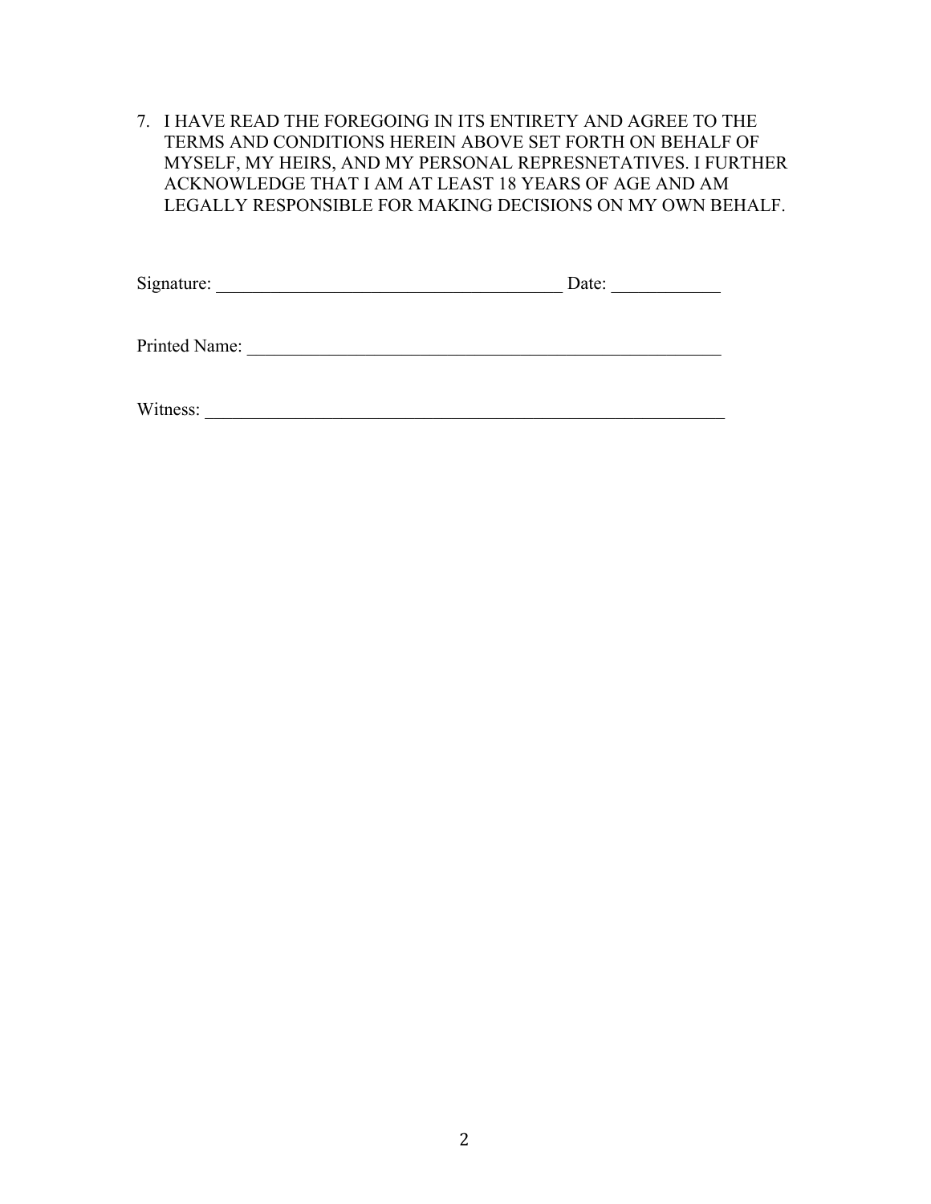7. I HAVE READ THE FOREGOING IN ITS ENTIRETY AND AGREE TO THE TERMS AND CONDITIONS HEREIN ABOVE SET FORTH ON BEHALF OF MYSELF, MY HEIRS, AND MY PERSONAL REPRESNETATIVES. I FURTHER ACKNOWLEDGE THAT I AM AT LEAST 18 YEARS OF AGE AND AM LEGALLY RESPONSIBLE FOR MAKING DECISIONS ON MY OWN BEHALF.

Signature: ______________________________________ Date: ____________

Printed Name: _____________________________________________________

Witness: __________________________________________________________